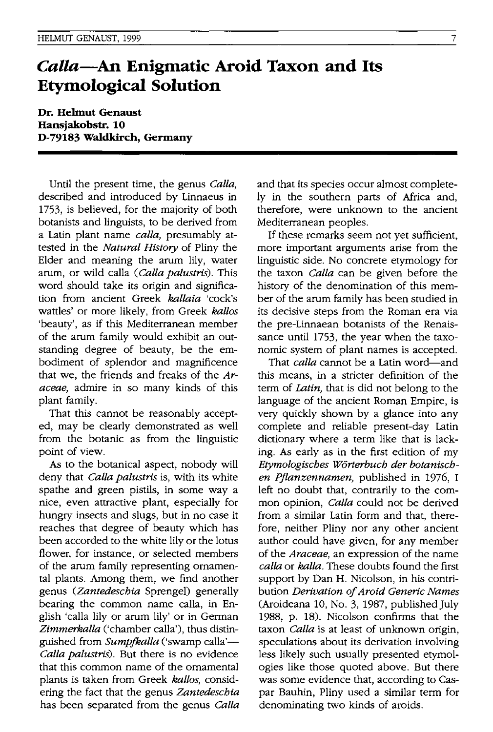# *Calla*—An Enigmatic Aroid Taxon and Its Etymological Solution

**Dr. Helmut Genaust**
**Hansjakobstr. 10**
**D-79183 Waldkirch, Germany**

Until the present time, the genus *Calla*, described and introduced by Linnaeus in 1753, is believed, for the majority of both botanists and linguists, to be derived from a Latin plant name *calla*, presumably attested in the *Natural History* of Pliny the Elder and meaning the arum lily, water arum, or wild calla (*Calla palustris*). This word should take its origin and signification from ancient Greek *kallaia* 'cock's wattles' or more likely, from Greek *kallos* 'beauty', as if this Mediterranean member of the arum family would exhibit an outstanding degree of beauty, be the embodiment of splendor and magnificence that we, the friends and freaks of the *Araceae*, admire in so many kinds of this plant family.

That this cannot be reasonably accepted, may be clearly demonstrated as well from the botanic as from the linguistic point of view.

As to the botanical aspect, nobody will deny that *Calla palustris* is, with its white spathe and green pistils, in some way a nice, even attractive plant, especially for hungry insects and slugs, but in no case it reaches that degree of beauty which has been accorded to the white lily or the lotus flower, for instance, or selected members of the arum family representing ornamental plants. Among them, we find another genus (*Zantedeschia* Sprengel) generally bearing the common name calla, in English 'calla lily or arum lily' or in German *Zimmerkalla* ('chamber calla'), thus distinguished from *Sumpfkalla* ('swamp calla'—*Calla palustris*). But there is no evidence that this common name of the ornamental plants is taken from Greek *kallos*, considering the fact that the genus *Zantedeschia* has been separated from the genus *Calla* and that its species occur almost completely in the southern parts of Africa and, therefore, were unknown to the ancient Mediterranean peoples.

If these remarks seem not yet sufficient, more important arguments arise from the linguistic side. No concrete etymology for the taxon *Calla* can be given before the history of the denomination of this member of the arum family has been studied in its decisive steps from the Roman era via the pre-Linnaean botanists of the Renaissance until 1753, the year when the taxonomic system of plant names is accepted.

That *calla* cannot be a Latin word—and this means, in a stricter definition of the term of *Latin*, that is did not belong to the language of the ancient Roman Empire, is very quickly shown by a glance into any complete and reliable present-day Latin dictionary where a term like that is lacking. As early as in the first edition of my *Etymologisches Wörterbuch der botanischen Pflanzennamen*, published in 1976, I left no doubt that, contrarily to the common opinion, *Calla* could not be derived from a similar Latin form and that, therefore, neither Pliny nor any other ancient author could have given, for any member of the *Araceae*, an expression of the name *calla* or *kalla*. These doubts found the first support by Dan H. Nicolson, in his contribution *Derivation of Aroid Generic Names* (Aroideana 10, No. 3, 1987, published July 1988, p. 18). Nicolson confirms that the taxon *Calla* is at least of unknown origin, speculations about its derivation involving less likely such usually presented etymologies like those quoted above. But there was some evidence that, according to Caspar Bauhin, Pliny used a similar term for denominating two kinds of aroids.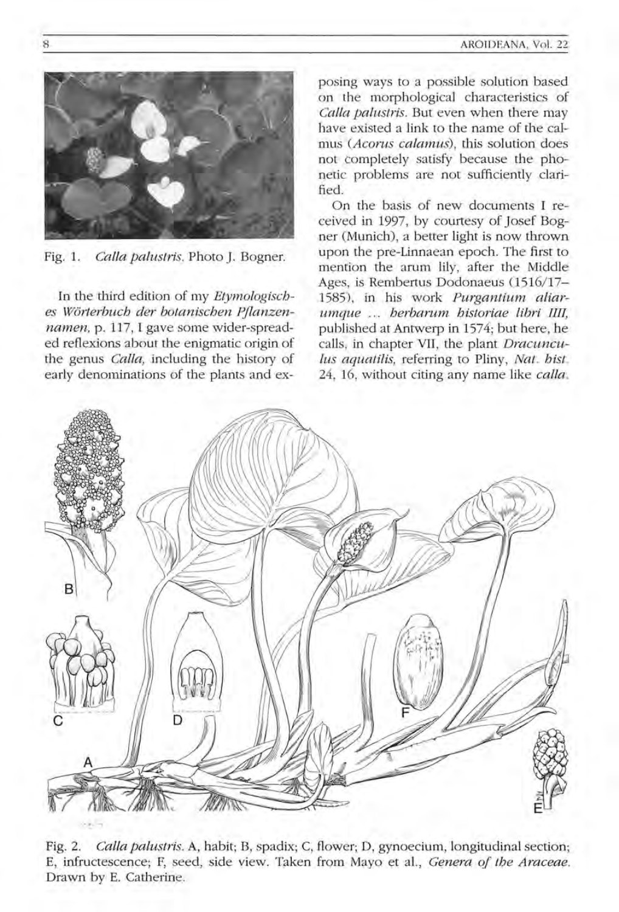Fig. 1. *Calla palustris*. Photo J. Bogner.

In the third edition of my *Etymologisches Wörterbuch der botanischen Pflanzennamen*, p. 117, I gave some wider-spreaded reflexions about the enigmatic origin of the genus *Calla*, including the history of early denominations of the plants and exposing ways to a possible solution based on the morphological characteristics of *Calla palustris*. But even when there may have existed a link to the name of the calmus (*Acorus calamus*), this solution does not completely satisfy because the phonetic problems are not sufficiently clarified.

On the basis of new documents I received in 1997, by courtesy of Josef Bogner (Munich), a better light is now thrown upon the pre-Linnaean epoch. The first to mention the arum lily, after the Middle Ages, is Rembertus Dodonaeus (1516/17–1585), in his work *Purgantium aliarumque ... herbarum historiae libri IIII*, published at Antwerp in 1574; but here, he calls, in chapter VII, the plant *Dracunculus aquatilis*, referring to Pliny, *Nat. hist.* 24, 16, without citing any name like *calla*.

Fig. 2. *Calla palustris*. A, habit; B, spadix; C, flower; D, gynoecium, longitudinal section; E, infructescence; F, seed, side view. Taken from Mayo et al., *Genera of the Araceae*. Drawn by E. Catherine.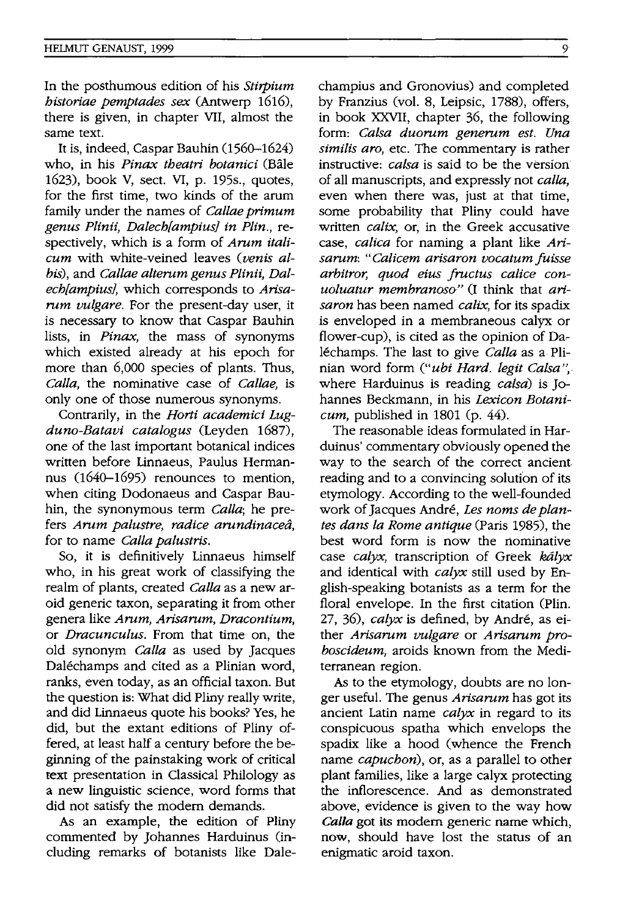In the posthumous edition of his *Stirpium historiae pemptades sex* (Antwerp 1616), there is given, in chapter VII, almost the same text.

It is, indeed, Caspar Bauhin (1560–1624) who, in his *Pinax theatri botanici* (Bâle 1623), book V, sect. VI, p. 195s., quotes, for the first time, two kinds of the arum family under the names of *Callae primum genus Plinii, Dalech[ampius] in Plin.*, respectively, which is a form of *Arum italicum* with white-veined leaves (*venis albis*), and *Callae alterum genus Plinii, Dalech[ampius]*, which corresponds to *Arisarum vulgare*. For the present-day user, it is necessary to know that Caspar Bauhin lists, in *Pinax*, the mass of synonyms which existed already at his epoch for more than 6,000 species of plants. Thus, *Calla*, the nominative case of *Callae*, is only one of those numerous synonyms.

Contrarily, in the *Horti academici Lugduno-Batavi catalogus* (Leyden 1687), one of the last important botanical indices written before Linnaeus, Paulus Hermannus (1640–1695) renounces to mention, when citing Dodonaeus and Caspar Bauhin, the synonymous term *Calla*; he prefers *Arum palustre, radice arundinaceâ*, for to name *Calla palustris*.

So, it is definitively Linnaeus himself who, in his great work of classifying the realm of plants, created *Calla* as a new aroid generic taxon, separating it from other genera like *Arum, Arisarum, Dracontium*, or *Dracunculus*. From that time on, the old synonym *Calla* as used by Jacques Daléchamps and cited as a Plinian word, ranks, even today, as an official taxon. But the question is: What did Pliny really write, and did Linnaeus quote his books? Yes, he did, but the extant editions of Pliny offered, at least half a century before the beginning of the painstaking work of critical text presentation in Classical Philology as a new linguistic science, word forms that did not satisfy the modern demands.

As an example, the edition of Pliny commented by Johannes Harduinus (including remarks of botanists like Dalechampius and Gronovius) and completed by Franzius (vol. 8, Leipsic, 1788), offers, in book XXVII, chapter 36, the following form: *Calsa duorum generum est. Una similis aro*, etc. The commentary is rather instructive: *calsa* is said to be the version of all manuscripts, and expressly not *calla*, even when there was, just at that time, some probability that Pliny could have written *calix*, or, in the Greek accusative case, *calica* for naming a plant like *Arisarum*: "*Calicem arisaron vocatum fuisse arbitror, quod eius fructus calice convoluatur membranoso*" (I think that *arisaron* has been named *calix*, for its spadix is enveloped in a membraneous calyx or flower-cup), is cited as the opinion of Daléchamps. The last to give *Calla* as a Plinian word form ("*ubi Hard. legit Calsa*", where Harduinus is reading *calsa*) is Johannes Beckmann, in his *Lexicon Botanicum*, published in 1801 (p. 44).

The reasonable ideas formulated in Harduinus' commentary obviously opened the way to the search of the correct ancient reading and to a convincing solution of its etymology. According to the well-founded work of Jacques André, *Les noms de plantes dans la Rome antique* (Paris 1985), the best word form is now the nominative case *calyx*, transcription of Greek *kályx* and identical with *calyx* still used by English-speaking botanists as a term for the floral envelope. In the first citation (Plin. 27, 36), *calyx* is defined, by André, as either *Arisarum vulgare* or *Arisarum proboscideum*, aroids known from the Mediterranean region.

As to the etymology, doubts are no longer useful. The genus *Arisarum* has got its ancient Latin name *calyx* in regard to its conspicuous spatha which envelops the spadix like a hood (whence the French name *capuchon*), or, as a parallel to other plant families, like a large calyx protecting the inflorescence. And as demonstrated above, evidence is given to the way how *Calla* got its modern generic name which, now, should have lost the status of an enigmatic aroid taxon.